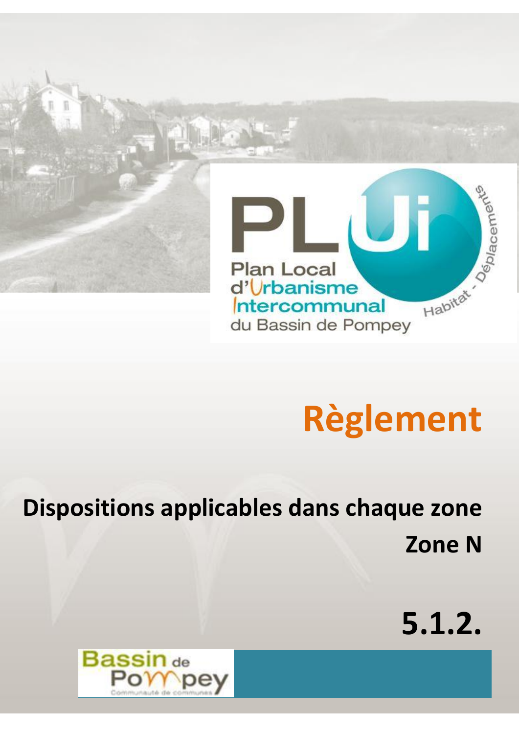PLUi

Plan Local d'Urbanisme Intercommunal du Bassin de Pompey

Habitat - Déplacements

# Règlement

## Dispositions applicables dans chaque zone

## Zone N

# 5.1.2.

Bassin de Pompey

Communauté de communes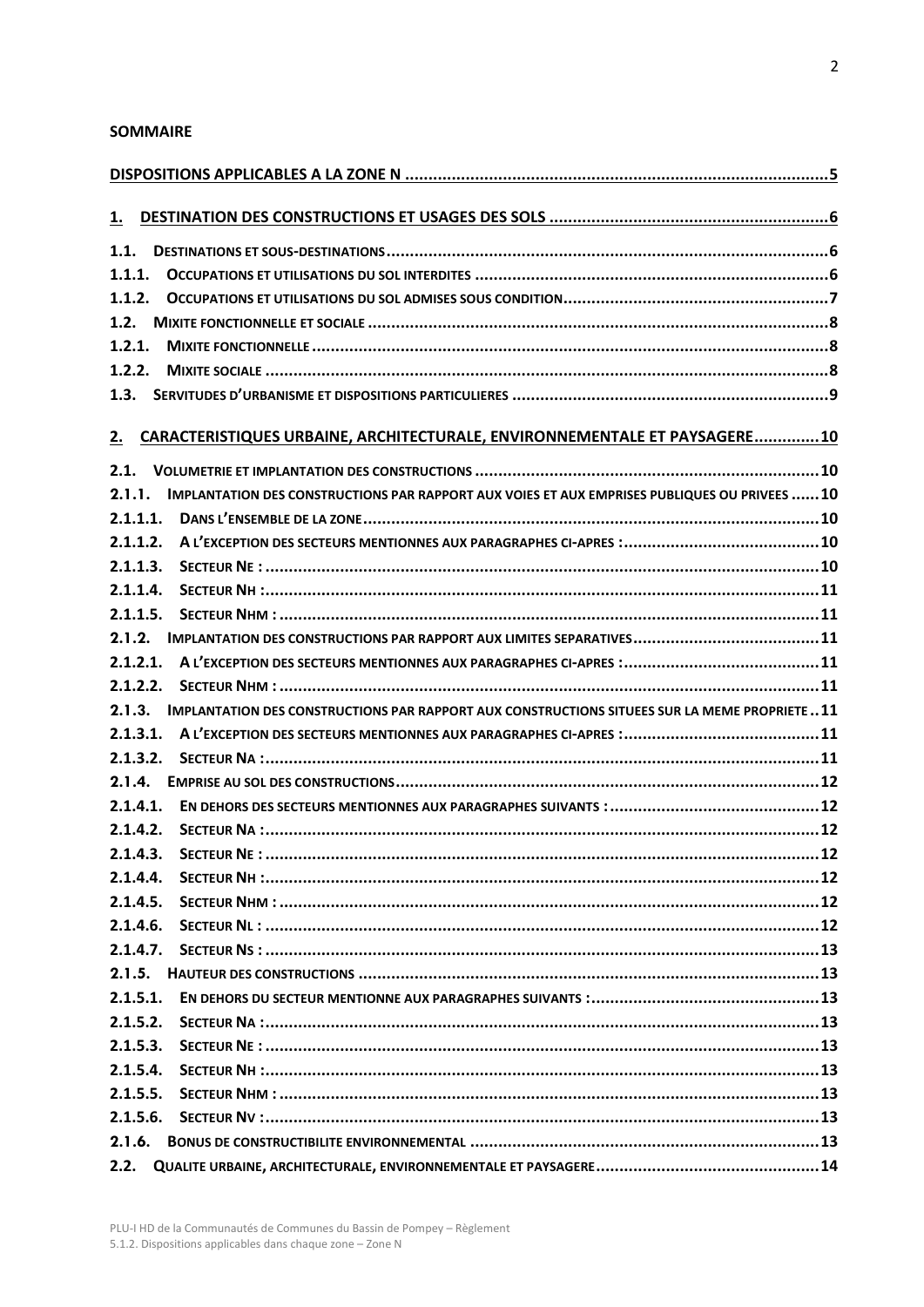**SOMMAIRE**

DISPOSITIONS APPLICABLES A LA ZONE N ............................................................................................5

1. DESTINATION DES CONSTRUCTIONS ET USAGES DES SOLS ............................................................6

1.1. DESTINATIONS ET SOUS-DESTINATIONS ..............................................................................................6
1.1.1. OCCUPATIONS ET UTILISATIONS DU SOL INTERDITES ..........................................................................6
1.1.2. OCCUPATIONS ET UTILISATIONS DU SOL ADMISES SOUS CONDITION.........................................................7
1.2. MIXITE FONCTIONNELLE ET SOCIALE ...................................................................................................8
1.2.1. MIXITE FONCTIONNELLE ................................................................................................................8
1.2.2. MIXITE SOCIALE ...........................................................................................................................8
1.3. SERVITUDES D'URBANISME ET DISPOSITIONS PARTICULIERES ...................................................................9

2. CARACTERISTIQUES URBAINE, ARCHITECTURALE, ENVIRONNEMENTALE ET PAYSAGERE.............10

2.1. VOLUMETRIE ET IMPLANTATION DES CONSTRUCTIONS .........................................................................10
2.1.1. IMPLANTATION DES CONSTRUCTIONS PAR RAPPORT AUX VOIES ET AUX EMPRISES PUBLIQUES OU PRIVEES ......10
2.1.1.1. DANS L'ENSEMBLE DE LA ZONE.................................................................................................10
2.1.1.2. A L'EXCEPTION DES SECTEURS MENTIONNES AUX PARAGRAPHES CI-APRES :..........................................10
2.1.1.3. SECTEUR NE : .......................................................................................................................10
2.1.1.4. SECTEUR NH : .......................................................................................................................11
2.1.1.5. SECTEUR NHM : .....................................................................................................................11
2.1.2. IMPLANTATION DES CONSTRUCTIONS PAR RAPPORT AUX LIMITES SEPARATIVES.......................................11
2.1.2.1. A L'EXCEPTION DES SECTEURS MENTIONNES AUX PARAGRAPHES CI-APRES :..........................................11
2.1.2.2. SECTEUR NHM : .....................................................................................................................11
2.1.3. IMPLANTATION DES CONSTRUCTIONS PAR RAPPORT AUX CONSTRUCTIONS SITUEES SUR LA MEME PROPRIETE ..11
2.1.3.1. A L'EXCEPTION DES SECTEURS MENTIONNES AUX PARAGRAPHES CI-APRES :..........................................11
2.1.3.2. SECTEUR NA : .......................................................................................................................11
2.1.4. EMPRISE AU SOL DES CONSTRUCTIONS..........................................................................................12
2.1.4.1. EN DEHORS DES SECTEURS MENTIONNES AUX PARAGRAPHES SUIVANTS : ...........................................12
2.1.4.2. SECTEUR NA : .......................................................................................................................12
2.1.4.3. SECTEUR NE : .......................................................................................................................12
2.1.4.4. SECTEUR NH : .......................................................................................................................12
2.1.4.5. SECTEUR NHM : .....................................................................................................................12
2.1.4.6. SECTEUR NL : .......................................................................................................................12
2.1.4.7. SECTEUR NS : .......................................................................................................................13
2.1.5. HAUTEUR DES CONSTRUCTIONS ...................................................................................................13
2.1.5.1. EN DEHORS DU SECTEUR MENTIONNE AUX PARAGRAPHES SUIVANTS : ...............................................13
2.1.5.2. SECTEUR NA : .......................................................................................................................13
2.1.5.3. SECTEUR NE : .......................................................................................................................13
2.1.5.4. SECTEUR NH : .......................................................................................................................13
2.1.5.5. SECTEUR NHM : .....................................................................................................................13
2.1.5.6. SECTEUR NV : .......................................................................................................................13
2.1.6. BONUS DE CONSTRUCTIBILITE ENVIRONNEMENTAL ............................................................................13
2.2. QUALITE URBAINE, ARCHITECTURALE, ENVIRONNEMENTALE ET PAYSAGERE..............................................14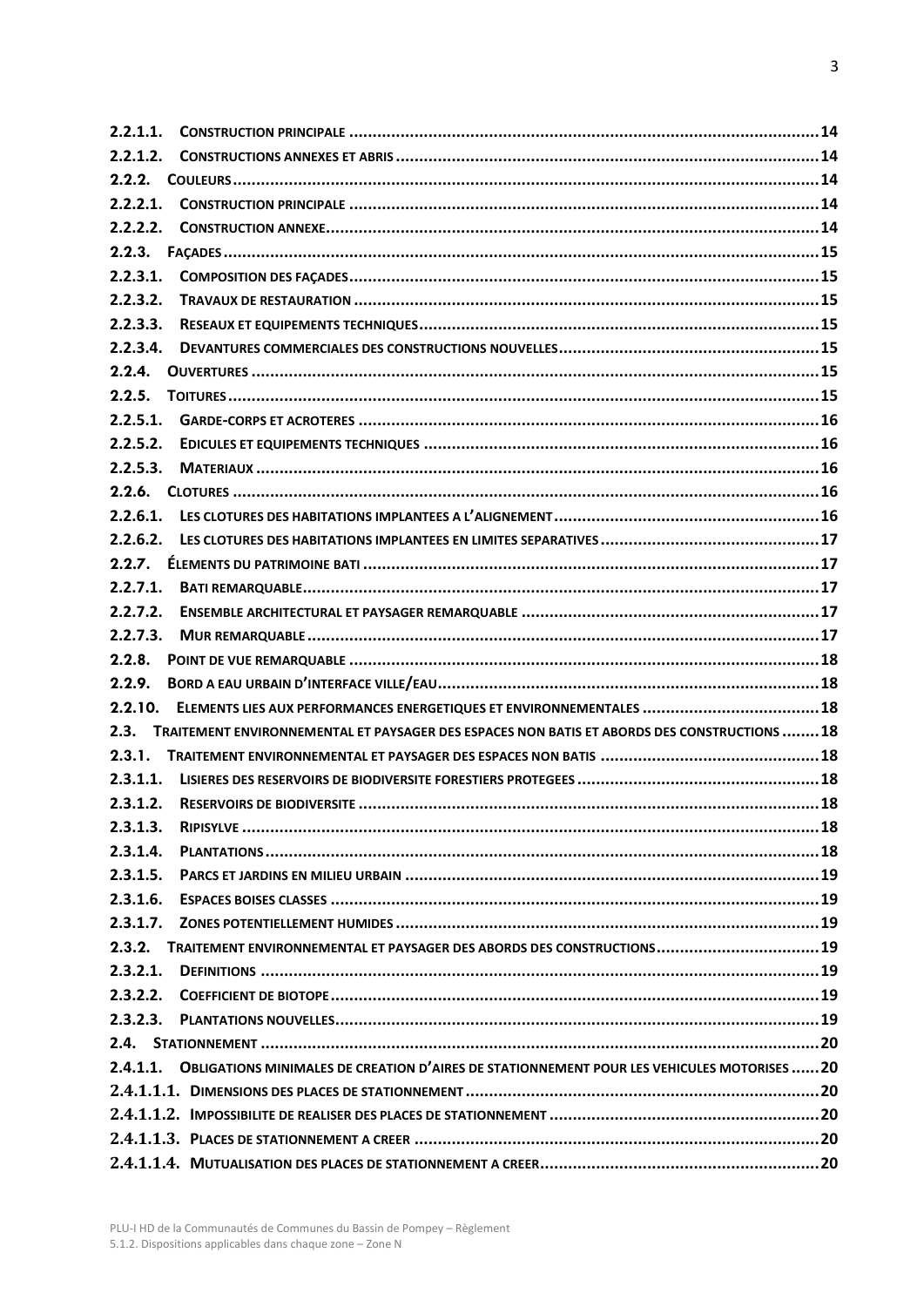2.2.1.1. CONSTRUCTION PRINCIPALE .......... 14
2.2.1.2. CONSTRUCTIONS ANNEXES ET ABRIS .......... 14
2.2.2. COULEURS .......... 14
2.2.2.1. CONSTRUCTION PRINCIPALE .......... 14
2.2.2.2. CONSTRUCTION ANNEXE .......... 14
2.2.3. FAÇADES .......... 15
2.2.3.1. COMPOSITION DES FAÇADES .......... 15
2.2.3.2. TRAVAUX DE RESTAURATION .......... 15
2.2.3.3. RESEAUX ET EQUIPEMENTS TECHNIQUES .......... 15
2.2.3.4. DEVANTURES COMMERCIALES DES CONSTRUCTIONS NOUVELLES .......... 15
2.2.4. OUVERTURES .......... 15
2.2.5. TOITURES .......... 15
2.2.5.1. GARDE-CORPS ET ACROTERES .......... 16
2.2.5.2. EDICULES ET EQUIPEMENTS TECHNIQUES .......... 16
2.2.5.3. MATERIAUX .......... 16
2.2.6. CLOTURES .......... 16
2.2.6.1. LES CLOTURES DES HABITATIONS IMPLANTEES A L'ALIGNEMENT .......... 16
2.2.6.2. LES CLOTURES DES HABITATIONS IMPLANTEES EN LIMITES SEPARATIVES .......... 17
2.2.7. ÉLEMENTS DU PATRIMOINE BATI .......... 17
2.2.7.1. BATI REMARQUABLE .......... 17
2.2.7.2. ENSEMBLE ARCHITECTURAL ET PAYSAGER REMARQUABLE .......... 17
2.2.7.3. MUR REMARQUABLE .......... 17
2.2.8. POINT DE VUE REMARQUABLE .......... 18
2.2.9. BORD A EAU URBAIN D'INTERFACE VILLE/EAU .......... 18
2.2.10. ELEMENTS LIES AUX PERFORMANCES ENERGETIQUES ET ENVIRONNEMENTALES .......... 18
2.3. TRAITEMENT ENVIRONNEMENTAL ET PAYSAGER DES ESPACES NON BATIS ET ABORDS DES CONSTRUCTIONS .......... 18
2.3.1. TRAITEMENT ENVIRONNEMENTAL ET PAYSAGER DES ESPACES NON BATIS .......... 18
2.3.1.1. LISIERES DES RESERVOIRS DE BIODIVERSITE FORESTIERS PROTEGEES .......... 18
2.3.1.2. RESERVOIRS DE BIODIVERSITE .......... 18
2.3.1.3. RIPISYLVE .......... 18
2.3.1.4. PLANTATIONS .......... 18
2.3.1.5. PARCS ET JARDINS EN MILIEU URBAIN .......... 19
2.3.1.6. ESPACES BOISES CLASSES .......... 19
2.3.1.7. ZONES POTENTIELLEMENT HUMIDES .......... 19
2.3.2. TRAITEMENT ENVIRONNEMENTAL ET PAYSAGER DES ABORDS DES CONSTRUCTIONS .......... 19
2.3.2.1. DEFINITIONS .......... 19
2.3.2.2. COEFFICIENT DE BIOTOPE .......... 19
2.3.2.3. PLANTATIONS NOUVELLES .......... 19
2.4. STATIONNEMENT .......... 20
2.4.1.1. OBLIGATIONS MINIMALES DE CREATION D'AIRES DE STATIONNEMENT POUR LES VEHICULES MOTORISES .......... 20
2.4.1.1.1. DIMENSIONS DES PLACES DE STATIONNEMENT .......... 20
2.4.1.1.2. IMPOSSIBILITE DE REALISER DES PLACES DE STATIONNEMENT .......... 20
2.4.1.1.3. PLACES DE STATIONNEMENT A CREER .......... 20
2.4.1.1.4. MUTUALISATION DES PLACES DE STATIONNEMENT A CREER .......... 20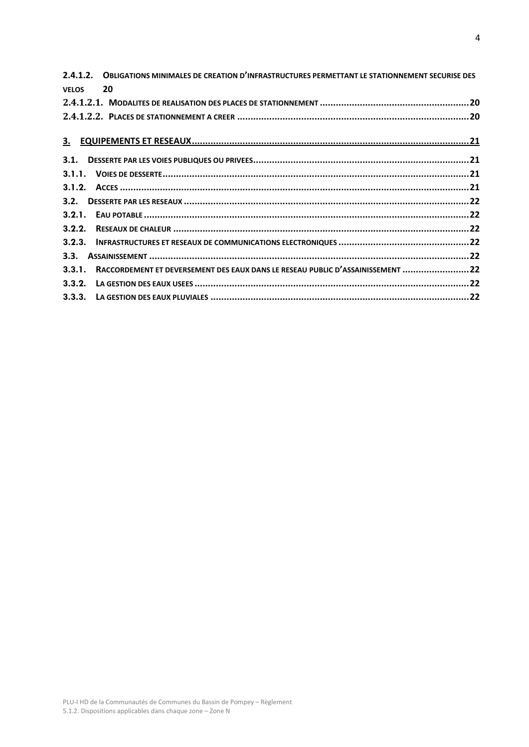2.4.1.2. OBLIGATIONS MINIMALES DE CREATION D'INFRASTRUCTURES PERMETTANT LE STATIONNEMENT SECURISE DES VELOS 20

2.4.1.2.1. MODALITES DE REALISATION DES PLACES DE STATIONNEMENT ........................................................ 20

2.4.1.2.2. PLACES DE STATIONNEMENT A CREER ........................................................................................ 20

**3. EQUIPEMENTS ET RESEAUX ......................................................................................................... 21**

3.1. DESSERTE PAR LES VOIES PUBLIQUES OU PRIVEES ................................................................................ 21

3.1.1. VOIES DE DESSERTE ................................................................................................................... 21

3.1.2. ACCES ....................................................................................................................................... 21

3.2. DESSERTE PAR LES RESEAUX ............................................................................................................ 22

3.2.1. EAU POTABLE ............................................................................................................................ 22

3.2.2. RESEAUX DE CHALEUR ............................................................................................................... 22

3.2.3. INFRASTRUCTURES ET RESEAUX DE COMMUNICATIONS ELECTRONIQUES ................................................. 22

3.3. ASSAINISSEMENT ........................................................................................................................ 22

3.3.1. RACCORDEMENT ET DEVERSEMENT DES EAUX DANS LE RESEAU PUBLIC D'ASSAINISSEMENT ......................... 22

3.3.2. LA GESTION DES EAUX USEES ....................................................................................................... 22

3.3.3. LA GESTION DES EAUX PLUVIALES ................................................................................................. 22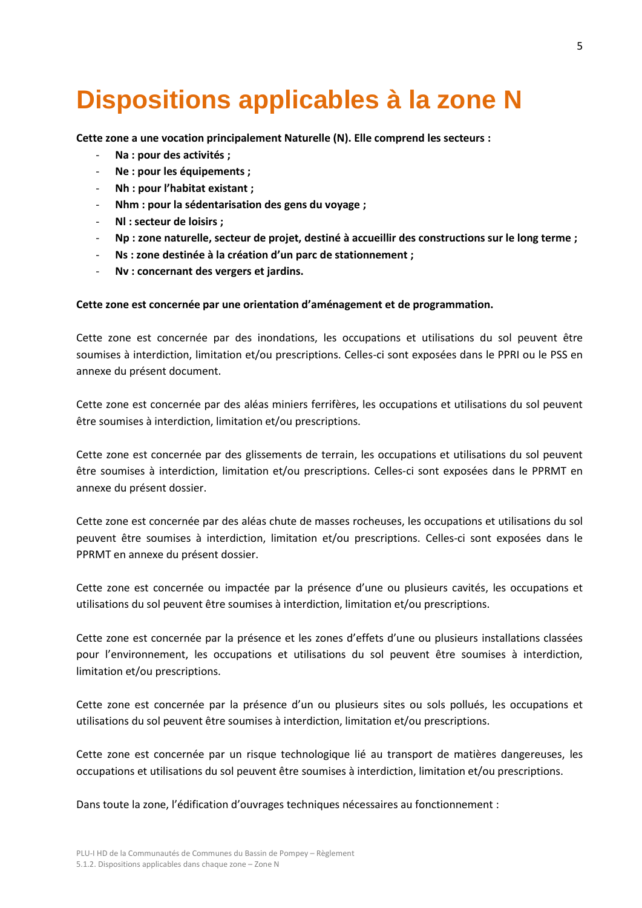# Dispositions applicables à la zone N

**Cette zone a une vocation principalement Naturelle (N). Elle comprend les secteurs :**

- **Na : pour des activités ;**
- **Ne : pour les équipements ;**
- **Nh : pour l'habitat existant ;**
- **Nhm : pour la sédentarisation des gens du voyage ;**
- **Nl : secteur de loisirs ;**
- **Np : zone naturelle, secteur de projet, destiné à accueillir des constructions sur le long terme ;**
- **Ns : zone destinée à la création d'un parc de stationnement ;**
- **Nv : concernant des vergers et jardins.**

**Cette zone est concernée par une orientation d'aménagement et de programmation.**

Cette zone est concernée par des inondations, les occupations et utilisations du sol peuvent être soumises à interdiction, limitation et/ou prescriptions. Celles-ci sont exposées dans le PPRI ou le PSS en annexe du présent document.

Cette zone est concernée par des aléas miniers ferrifères, les occupations et utilisations du sol peuvent être soumises à interdiction, limitation et/ou prescriptions.

Cette zone est concernée par des glissements de terrain, les occupations et utilisations du sol peuvent être soumises à interdiction, limitation et/ou prescriptions. Celles-ci sont exposées dans le PPRMT en annexe du présent dossier.

Cette zone est concernée par des aléas chute de masses rocheuses, les occupations et utilisations du sol peuvent être soumises à interdiction, limitation et/ou prescriptions. Celles-ci sont exposées dans le PPRMT en annexe du présent dossier.

Cette zone est concernée ou impactée par la présence d'une ou plusieurs cavités, les occupations et utilisations du sol peuvent être soumises à interdiction, limitation et/ou prescriptions.

Cette zone est concernée par la présence et les zones d'effets d'une ou plusieurs installations classées pour l'environnement, les occupations et utilisations du sol peuvent être soumises à interdiction, limitation et/ou prescriptions.

Cette zone est concernée par la présence d'un ou plusieurs sites ou sols pollués, les occupations et utilisations du sol peuvent être soumises à interdiction, limitation et/ou prescriptions.

Cette zone est concernée par un risque technologique lié au transport de matières dangereuses, les occupations et utilisations du sol peuvent être soumises à interdiction, limitation et/ou prescriptions.

Dans toute la zone, l'édification d'ouvrages techniques nécessaires au fonctionnement :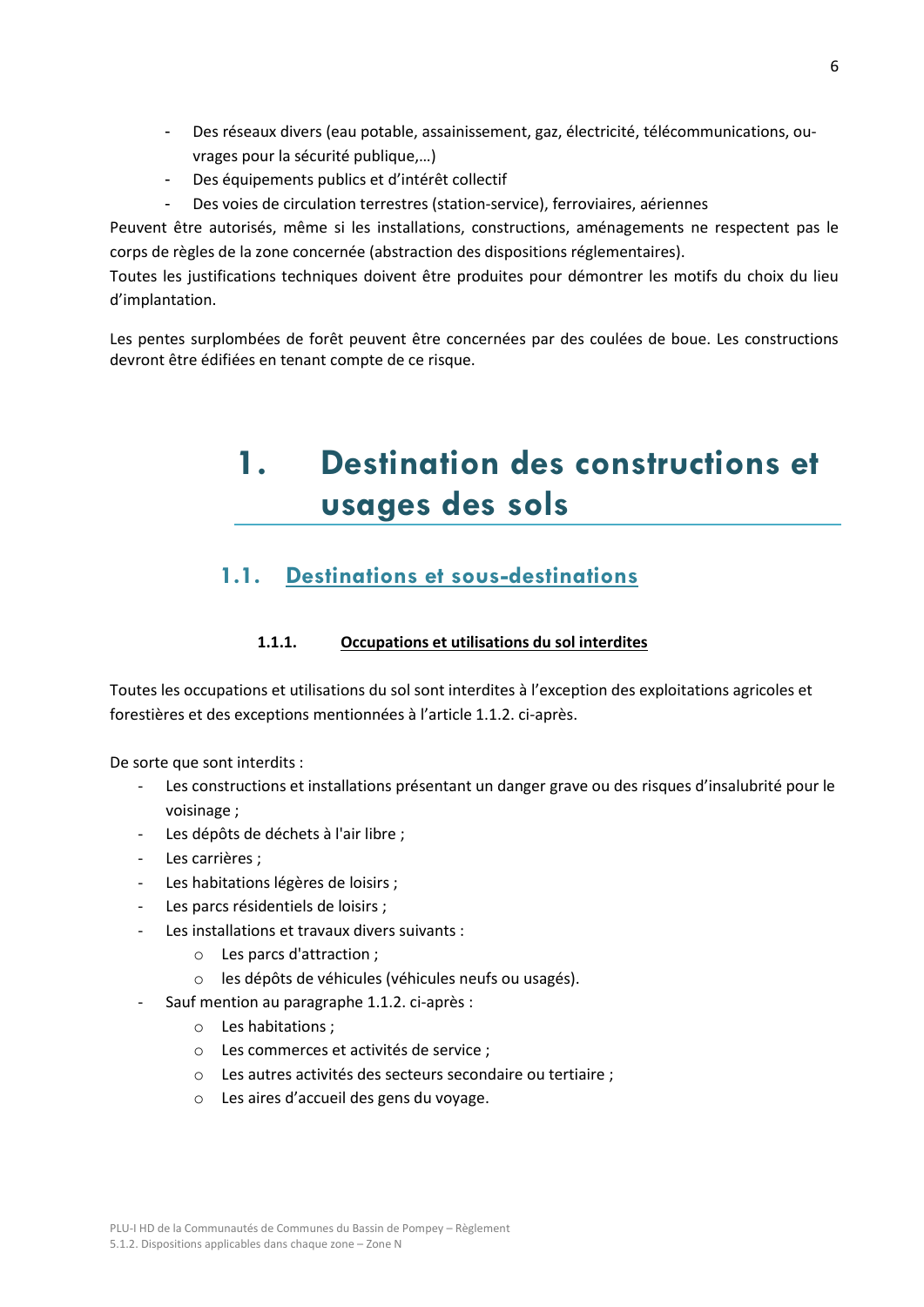- Des réseaux divers (eau potable, assainissement, gaz, électricité, télécommunications, ouvrages pour la sécurité publique,…)
- Des équipements publics et d'intérêt collectif
- Des voies de circulation terrestres (station-service), ferroviaires, aériennes

Peuvent être autorisés, même si les installations, constructions, aménagements ne respectent pas le corps de règles de la zone concernée (abstraction des dispositions réglementaires).
Toutes les justifications techniques doivent être produites pour démontrer les motifs du choix du lieu d'implantation.

Les pentes surplombées de forêt peuvent être concernées par des coulées de boue. Les constructions devront être édifiées en tenant compte de ce risque.

# 1. Destination des constructions et usages des sols

## 1.1. Destinations et sous-destinations

### 1.1.1. Occupations et utilisations du sol interdites

Toutes les occupations et utilisations du sol sont interdites à l'exception des exploitations agricoles et forestières et des exceptions mentionnées à l'article 1.1.2. ci-après.

De sorte que sont interdits :

- Les constructions et installations présentant un danger grave ou des risques d'insalubrité pour le voisinage ;
- Les dépôts de déchets à l'air libre ;
- Les carrières ;
- Les habitations légères de loisirs ;
- Les parcs résidentiels de loisirs ;
- Les installations et travaux divers suivants :
  - Les parcs d'attraction ;
  - les dépôts de véhicules (véhicules neufs ou usagés).
- Sauf mention au paragraphe 1.1.2. ci-après :
  - Les habitations ;
  - Les commerces et activités de service ;
  - Les autres activités des secteurs secondaire ou tertiaire ;
  - Les aires d'accueil des gens du voyage.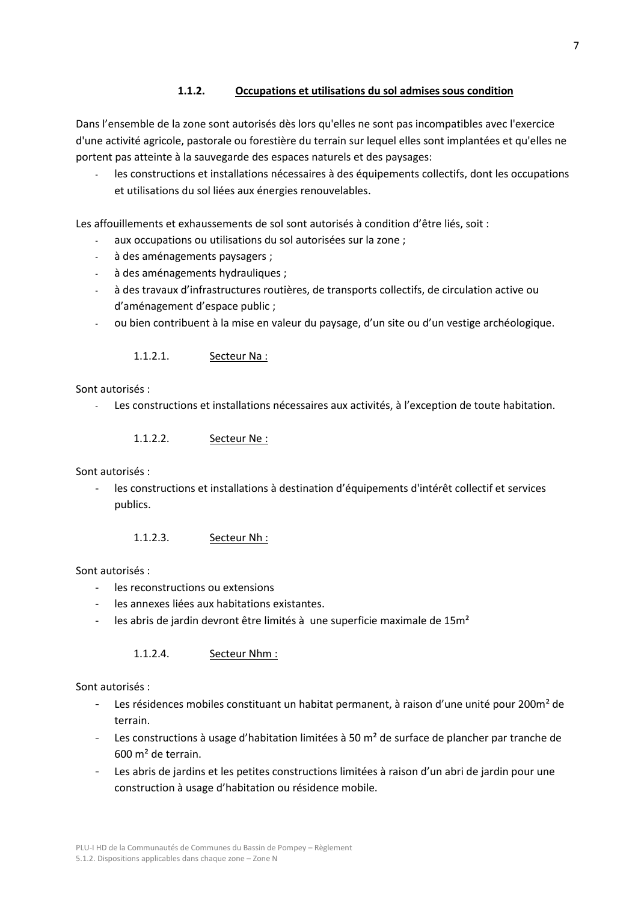### 1.1.2. Occupations et utilisations du sol admises sous condition

Dans l'ensemble de la zone sont autorisés dès lors qu'elles ne sont pas incompatibles avec l'exercice d'une activité agricole, pastorale ou forestière du terrain sur lequel elles sont implantées et qu'elles ne portent pas atteinte à la sauvegarde des espaces naturels et des paysages:

- les constructions et installations nécessaires à des équipements collectifs, dont les occupations et utilisations du sol liées aux énergies renouvelables.

Les affouillements et exhaussements de sol sont autorisés à condition d'être liés, soit :

- aux occupations ou utilisations du sol autorisées sur la zone ;
- à des aménagements paysagers ;
- à des aménagements hydrauliques ;
- à des travaux d'infrastructures routières, de transports collectifs, de circulation active ou d'aménagement d'espace public ;
- ou bien contribuent à la mise en valeur du paysage, d'un site ou d'un vestige archéologique.

#### 1.1.2.1. Secteur Na :

Sont autorisés :

- Les constructions et installations nécessaires aux activités, à l'exception de toute habitation.

#### 1.1.2.2. Secteur Ne :

Sont autorisés :

- les constructions et installations à destination d'équipements d'intérêt collectif et services publics.

#### 1.1.2.3. Secteur Nh :

Sont autorisés :

- les reconstructions ou extensions
- les annexes liées aux habitations existantes.
- les abris de jardin devront être limités à une superficie maximale de 15m²

#### 1.1.2.4. Secteur Nhm :

Sont autorisés :

- Les résidences mobiles constituant un habitat permanent, à raison d'une unité pour 200m² de terrain.
- Les constructions à usage d'habitation limitées à 50 m² de surface de plancher par tranche de 600 m² de terrain.
- Les abris de jardins et les petites constructions limitées à raison d'un abri de jardin pour une construction à usage d'habitation ou résidence mobile.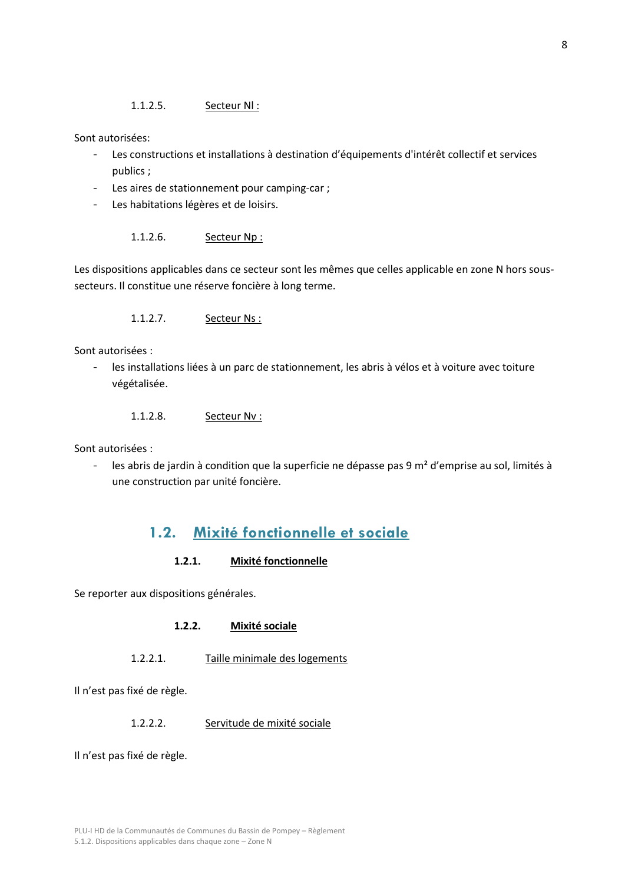#### 1.1.2.5. Secteur Nl :

Sont autorisées:

- Les constructions et installations à destination d'équipements d'intérêt collectif et services publics ;
- Les aires de stationnement pour camping-car ;
- Les habitations légères et de loisirs.

#### 1.1.2.6. Secteur Np :

Les dispositions applicables dans ce secteur sont les mêmes que celles applicable en zone N hors sous-secteurs. Il constitue une réserve foncière à long terme.

#### 1.1.2.7. Secteur Ns :

Sont autorisées :

- les installations liées à un parc de stationnement, les abris à vélos et à voiture avec toiture végétalisée.

#### 1.1.2.8. Secteur Nv :

Sont autorisées :

- les abris de jardin à condition que la superficie ne dépasse pas 9 m² d'emprise au sol, limités à une construction par unité foncière.

## 1.2. Mixité fonctionnelle et sociale

### 1.2.1. Mixité fonctionnelle

Se reporter aux dispositions générales.

### 1.2.2. Mixité sociale

#### 1.2.2.1. Taille minimale des logements

Il n'est pas fixé de règle.

#### 1.2.2.2. Servitude de mixité sociale

Il n'est pas fixé de règle.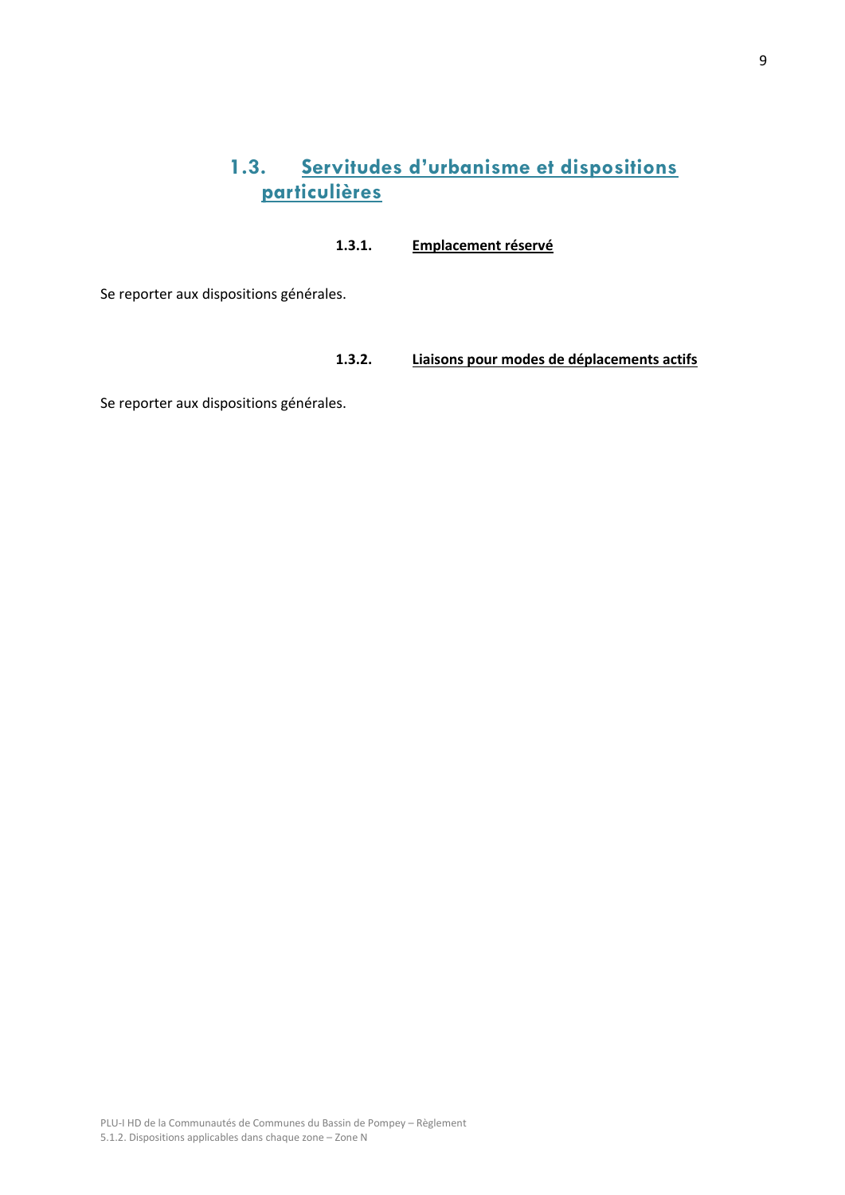## 1.3. Servitudes d'urbanisme et dispositions particulières

### 1.3.1. Emplacement réservé

Se reporter aux dispositions générales.

### 1.3.2. Liaisons pour modes de déplacements actifs

Se reporter aux dispositions générales.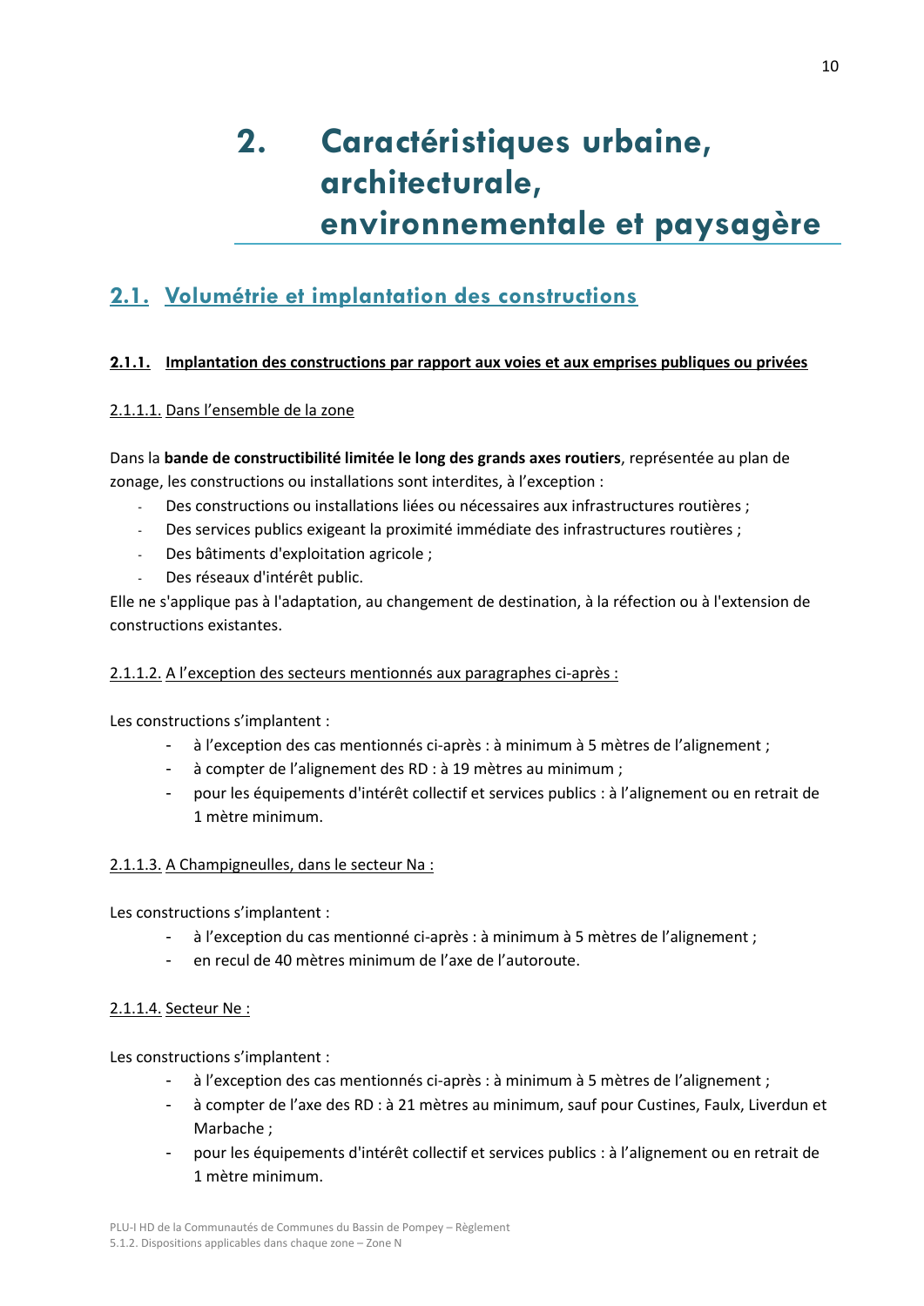# 2. Caractéristiques urbaine, architecturale, environnementale et paysagère

## 2.1. Volumétrie et implantation des constructions

### 2.1.1. Implantation des constructions par rapport aux voies et aux emprises publiques ou privées

#### 2.1.1.1. Dans l'ensemble de la zone

Dans la **bande de constructibilité limitée le long des grands axes routiers**, représentée au plan de zonage, les constructions ou installations sont interdites, à l'exception :

- Des constructions ou installations liées ou nécessaires aux infrastructures routières ;
- Des services publics exigeant la proximité immédiate des infrastructures routières ;
- Des bâtiments d'exploitation agricole ;
- Des réseaux d'intérêt public.

Elle ne s'applique pas à l'adaptation, au changement de destination, à la réfection ou à l'extension de constructions existantes.

#### 2.1.1.2. A l'exception des secteurs mentionnés aux paragraphes ci-après :

Les constructions s'implantent :

- à l'exception des cas mentionnés ci-après : à minimum à 5 mètres de l'alignement ;
- à compter de l'alignement des RD : à 19 mètres au minimum ;
- pour les équipements d'intérêt collectif et services publics : à l'alignement ou en retrait de 1 mètre minimum.

#### 2.1.1.3. A Champigneulles, dans le secteur Na :

Les constructions s'implantent :

- à l'exception du cas mentionné ci-après : à minimum à 5 mètres de l'alignement ;
- en recul de 40 mètres minimum de l'axe de l'autoroute.

#### 2.1.1.4. Secteur Ne :

Les constructions s'implantent :

- à l'exception des cas mentionnés ci-après : à minimum à 5 mètres de l'alignement ;
- à compter de l'axe des RD : à 21 mètres au minimum, sauf pour Custines, Faulx, Liverdun et Marbache ;
- pour les équipements d'intérêt collectif et services publics : à l'alignement ou en retrait de 1 mètre minimum.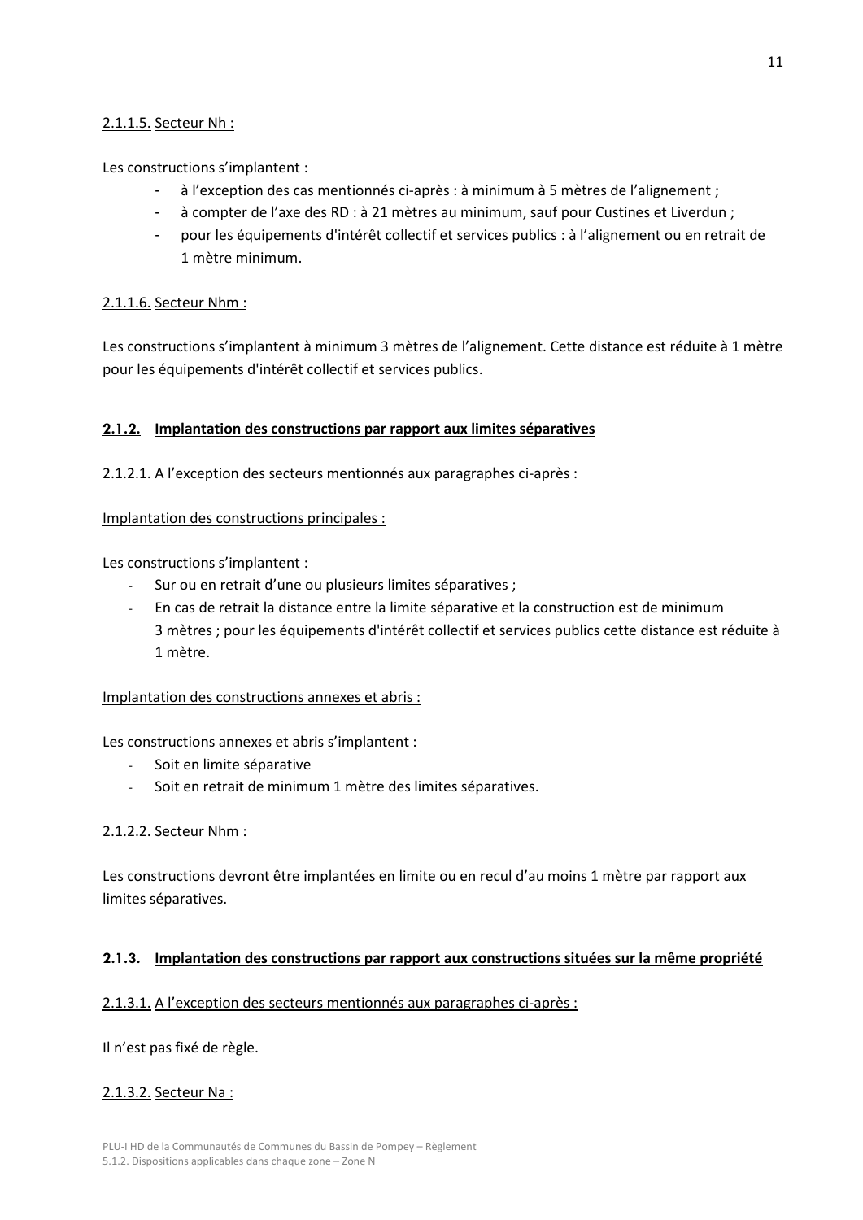2.1.1.5. Secteur Nh :

Les constructions s'implantent :

- à l'exception des cas mentionnés ci-après : à minimum à 5 mètres de l'alignement ;
- à compter de l'axe des RD : à 21 mètres au minimum, sauf pour Custines et Liverdun ;
- pour les équipements d'intérêt collectif et services publics : à l'alignement ou en retrait de 1 mètre minimum.

2.1.1.6. Secteur Nhm :

Les constructions s'implantent à minimum 3 mètres de l'alignement. Cette distance est réduite à 1 mètre pour les équipements d'intérêt collectif et services publics.

### 2.1.2. Implantation des constructions par rapport aux limites séparatives

2.1.2.1. A l'exception des secteurs mentionnés aux paragraphes ci-après :

Implantation des constructions principales :

Les constructions s'implantent :

- Sur ou en retrait d'une ou plusieurs limites séparatives ;
- En cas de retrait la distance entre la limite séparative et la construction est de minimum 3 mètres ; pour les équipements d'intérêt collectif et services publics cette distance est réduite à 1 mètre.

Implantation des constructions annexes et abris :

Les constructions annexes et abris s'implantent :

- Soit en limite séparative
- Soit en retrait de minimum 1 mètre des limites séparatives.

2.1.2.2. Secteur Nhm :

Les constructions devront être implantées en limite ou en recul d'au moins 1 mètre par rapport aux limites séparatives.

### 2.1.3. Implantation des constructions par rapport aux constructions situées sur la même propriété

2.1.3.1. A l'exception des secteurs mentionnés aux paragraphes ci-après :

Il n'est pas fixé de règle.

2.1.3.2. Secteur Na :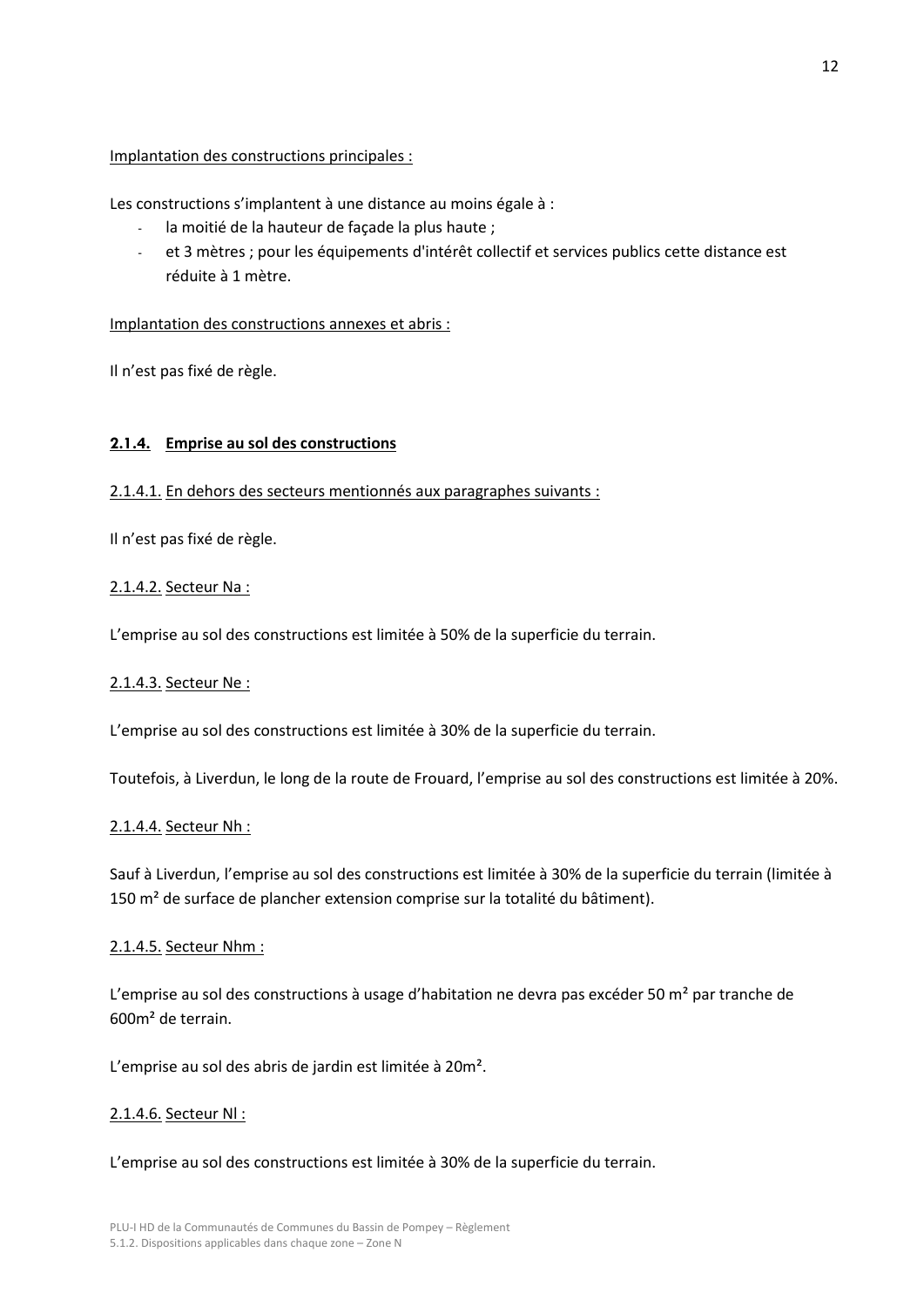Implantation des constructions principales :

Les constructions s'implantent à une distance au moins égale à :

- la moitié de la hauteur de façade la plus haute ;
- et 3 mètres ; pour les équipements d'intérêt collectif et services publics cette distance est réduite à 1 mètre.

Implantation des constructions annexes et abris :

Il n'est pas fixé de règle.

### 2.1.4. Emprise au sol des constructions

2.1.4.1. En dehors des secteurs mentionnés aux paragraphes suivants :

Il n'est pas fixé de règle.

2.1.4.2. Secteur Na :

L'emprise au sol des constructions est limitée à 50% de la superficie du terrain.

2.1.4.3. Secteur Ne :

L'emprise au sol des constructions est limitée à 30% de la superficie du terrain.

Toutefois, à Liverdun, le long de la route de Frouard, l'emprise au sol des constructions est limitée à 20%.

2.1.4.4. Secteur Nh :

Sauf à Liverdun, l'emprise au sol des constructions est limitée à 30% de la superficie du terrain (limitée à 150 m² de surface de plancher extension comprise sur la totalité du bâtiment).

2.1.4.5. Secteur Nhm :

L'emprise au sol des constructions à usage d'habitation ne devra pas excéder 50 m² par tranche de 600m² de terrain.

L'emprise au sol des abris de jardin est limitée à 20m².

2.1.4.6. Secteur Nl :

L'emprise au sol des constructions est limitée à 30% de la superficie du terrain.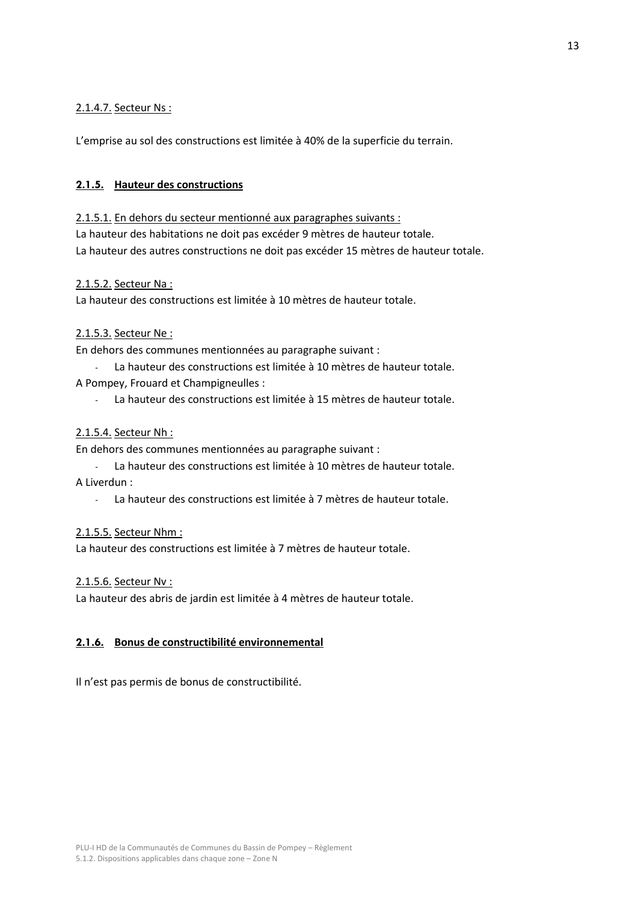2.1.4.7. Secteur Ns :

L'emprise au sol des constructions est limitée à 40% de la superficie du terrain.

### **2.1.5. Hauteur des constructions**

2.1.5.1. En dehors du secteur mentionné aux paragraphes suivants :
La hauteur des habitations ne doit pas excéder 9 mètres de hauteur totale.
La hauteur des autres constructions ne doit pas excéder 15 mètres de hauteur totale.

2.1.5.2. Secteur Na :
La hauteur des constructions est limitée à 10 mètres de hauteur totale.

2.1.5.3. Secteur Ne :
En dehors des communes mentionnées au paragraphe suivant :

- La hauteur des constructions est limitée à 10 mètres de hauteur totale.

A Pompey, Frouard et Champigneulles :

- La hauteur des constructions est limitée à 15 mètres de hauteur totale.

2.1.5.4. Secteur Nh :
En dehors des communes mentionnées au paragraphe suivant :

- La hauteur des constructions est limitée à 10 mètres de hauteur totale.

A Liverdun :

- La hauteur des constructions est limitée à 7 mètres de hauteur totale.

2.1.5.5. Secteur Nhm :
La hauteur des constructions est limitée à 7 mètres de hauteur totale.

2.1.5.6. Secteur Nv :
La hauteur des abris de jardin est limitée à 4 mètres de hauteur totale.

### **2.1.6. Bonus de constructibilité environnemental**

Il n'est pas permis de bonus de constructibilité.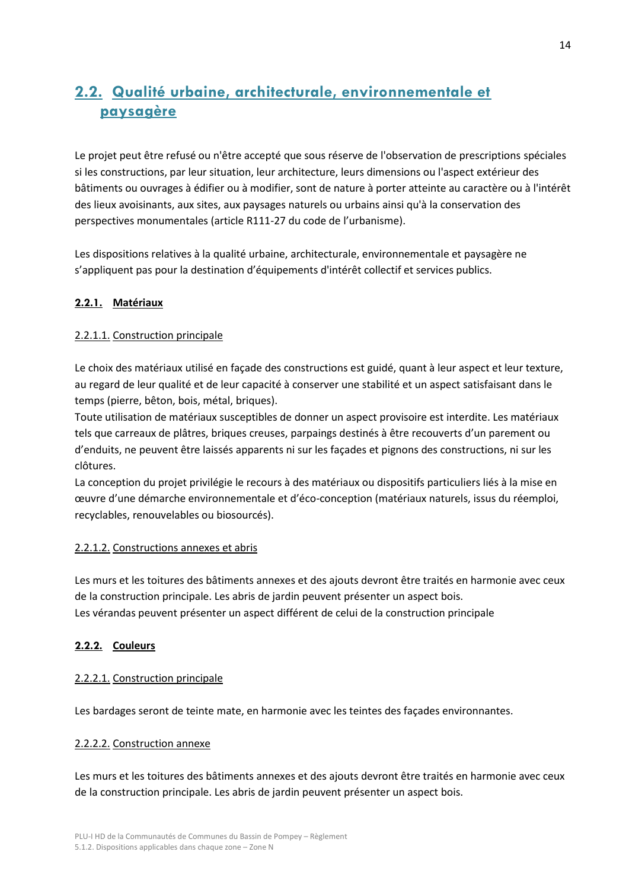## 2.2. Qualité urbaine, architecturale, environnementale et paysagère

Le projet peut être refusé ou n'être accepté que sous réserve de l'observation de prescriptions spéciales si les constructions, par leur situation, leur architecture, leurs dimensions ou l'aspect extérieur des bâtiments ou ouvrages à édifier ou à modifier, sont de nature à porter atteinte au caractère ou à l'intérêt des lieux avoisinants, aux sites, aux paysages naturels ou urbains ainsi qu'à la conservation des perspectives monumentales (article R111-27 du code de l'urbanisme).

Les dispositions relatives à la qualité urbaine, architecturale, environnementale et paysagère ne s'appliquent pas pour la destination d'équipements d'intérêt collectif et services publics.

### 2.2.1. Matériaux

#### 2.2.1.1. Construction principale

Le choix des matériaux utilisé en façade des constructions est guidé, quant à leur aspect et leur texture, au regard de leur qualité et de leur capacité à conserver une stabilité et un aspect satisfaisant dans le temps (pierre, bêton, bois, métal, briques).
Toute utilisation de matériaux susceptibles de donner un aspect provisoire est interdite. Les matériaux tels que carreaux de plâtres, briques creuses, parpaings destinés à être recouverts d'un parement ou d'enduits, ne peuvent être laissés apparents ni sur les façades et pignons des constructions, ni sur les clôtures.
La conception du projet privilégie le recours à des matériaux ou dispositifs particuliers liés à la mise en œuvre d'une démarche environnementale et d'éco-conception (matériaux naturels, issus du réemploi, recyclables, renouvelables ou biosourcés).

#### 2.2.1.2. Constructions annexes et abris

Les murs et les toitures des bâtiments annexes et des ajouts devront être traités en harmonie avec ceux de la construction principale. Les abris de jardin peuvent présenter un aspect bois.
Les vérandas peuvent présenter un aspect différent de celui de la construction principale

### 2.2.2. Couleurs

#### 2.2.2.1. Construction principale

Les bardages seront de teinte mate, en harmonie avec les teintes des façades environnantes.

#### 2.2.2.2. Construction annexe

Les murs et les toitures des bâtiments annexes et des ajouts devront être traités en harmonie avec ceux de la construction principale. Les abris de jardin peuvent présenter un aspect bois.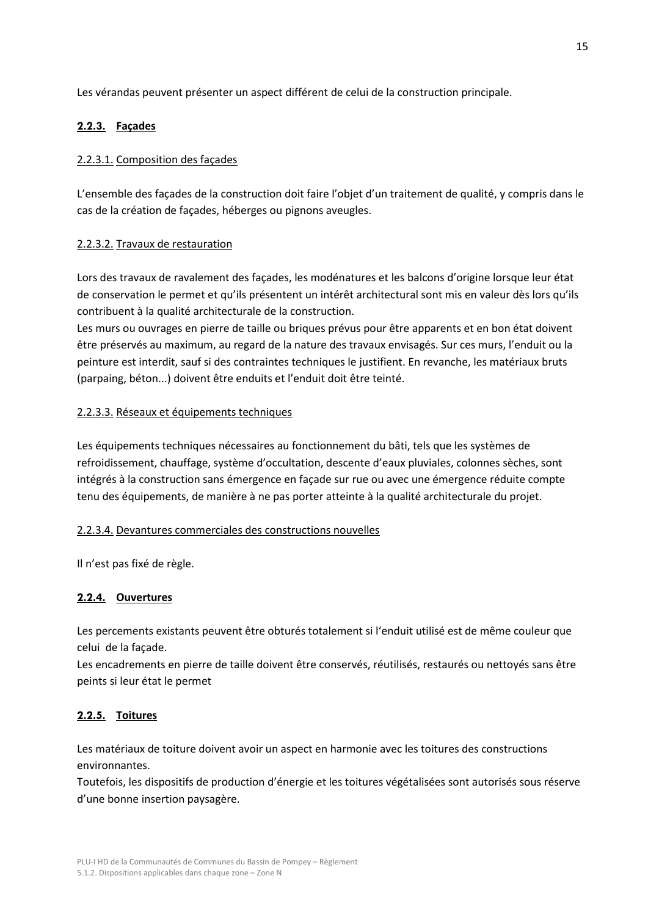Les vérandas peuvent présenter un aspect différent de celui de la construction principale.

### 2.2.3. Façades

#### 2.2.3.1. Composition des façades

L'ensemble des façades de la construction doit faire l'objet d'un traitement de qualité, y compris dans le cas de la création de façades, héberges ou pignons aveugles.

#### 2.2.3.2. Travaux de restauration

Lors des travaux de ravalement des façades, les modénatures et les balcons d'origine lorsque leur état de conservation le permet et qu'ils présentent un intérêt architectural sont mis en valeur dès lors qu'ils contribuent à la qualité architecturale de la construction.
Les murs ou ouvrages en pierre de taille ou briques prévus pour être apparents et en bon état doivent être préservés au maximum, au regard de la nature des travaux envisagés. Sur ces murs, l'enduit ou la peinture est interdit, sauf si des contraintes techniques le justifient. En revanche, les matériaux bruts (parpaing, béton...) doivent être enduits et l'enduit doit être teinté.

#### 2.2.3.3. Réseaux et équipements techniques

Les équipements techniques nécessaires au fonctionnement du bâti, tels que les systèmes de refroidissement, chauffage, système d'occultation, descente d'eaux pluviales, colonnes sèches, sont intégrés à la construction sans émergence en façade sur rue ou avec une émergence réduite compte tenu des équipements, de manière à ne pas porter atteinte à la qualité architecturale du projet.

#### 2.2.3.4. Devantures commerciales des constructions nouvelles

Il n'est pas fixé de règle.

### 2.2.4. Ouvertures

Les percements existants peuvent être obturés totalement si l'enduit utilisé est de même couleur que celui de la façade.
Les encadrements en pierre de taille doivent être conservés, réutilisés, restaurés ou nettoyés sans être peints si leur état le permet

### 2.2.5. Toitures

Les matériaux de toiture doivent avoir un aspect en harmonie avec les toitures des constructions environnantes.
Toutefois, les dispositifs de production d'énergie et les toitures végétalisées sont autorisés sous réserve d'une bonne insertion paysagère.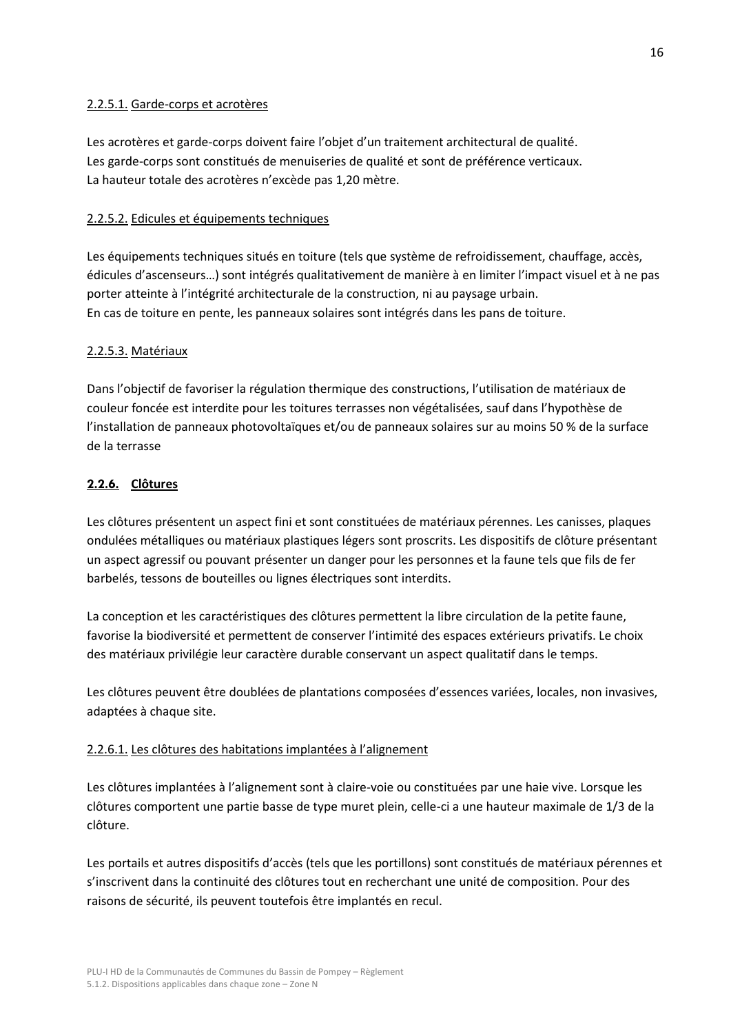#### 2.2.5.1. Garde-corps et acrotères

Les acrotères et garde-corps doivent faire l'objet d'un traitement architectural de qualité.
Les garde-corps sont constitués de menuiseries de qualité et sont de préférence verticaux.
La hauteur totale des acrotères n'excède pas 1,20 mètre.

#### 2.2.5.2. Edicules et équipements techniques

Les équipements techniques situés en toiture (tels que système de refroidissement, chauffage, accès, édicules d'ascenseurs…) sont intégrés qualitativement de manière à en limiter l'impact visuel et à ne pas porter atteinte à l'intégrité architecturale de la construction, ni au paysage urbain.
En cas de toiture en pente, les panneaux solaires sont intégrés dans les pans de toiture.

#### 2.2.5.3. Matériaux

Dans l'objectif de favoriser la régulation thermique des constructions, l'utilisation de matériaux de couleur foncée est interdite pour les toitures terrasses non végétalisées, sauf dans l'hypothèse de l'installation de panneaux photovoltaïques et/ou de panneaux solaires sur au moins 50 % de la surface de la terrasse

### 2.2.6. Clôtures

Les clôtures présentent un aspect fini et sont constituées de matériaux pérennes. Les canisses, plaques ondulées métalliques ou matériaux plastiques légers sont proscrits. Les dispositifs de clôture présentant un aspect agressif ou pouvant présenter un danger pour les personnes et la faune tels que fils de fer barbelés, tessons de bouteilles ou lignes électriques sont interdits.

La conception et les caractéristiques des clôtures permettent la libre circulation de la petite faune, favorise la biodiversité et permettent de conserver l'intimité des espaces extérieurs privatifs. Le choix des matériaux privilégie leur caractère durable conservant un aspect qualitatif dans le temps.

Les clôtures peuvent être doublées de plantations composées d'essences variées, locales, non invasives, adaptées à chaque site.

#### 2.2.6.1. Les clôtures des habitations implantées à l'alignement

Les clôtures implantées à l'alignement sont à claire-voie ou constituées par une haie vive. Lorsque les clôtures comportent une partie basse de type muret plein, celle-ci a une hauteur maximale de 1/3 de la clôture.

Les portails et autres dispositifs d'accès (tels que les portillons) sont constitués de matériaux pérennes et s'inscrivent dans la continuité des clôtures tout en recherchant une unité de composition. Pour des raisons de sécurité, ils peuvent toutefois être implantés en recul.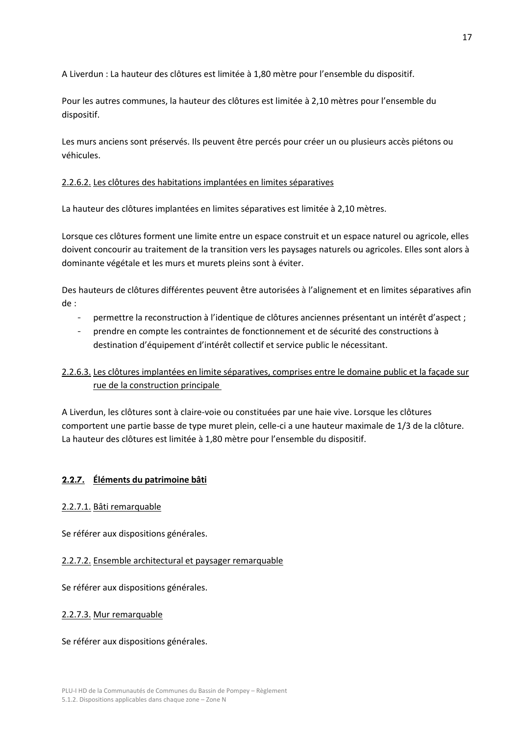A Liverdun : La hauteur des clôtures est limitée à 1,80 mètre pour l'ensemble du dispositif.

Pour les autres communes, la hauteur des clôtures est limitée à 2,10 mètres pour l'ensemble du dispositif.

Les murs anciens sont préservés. Ils peuvent être percés pour créer un ou plusieurs accès piétons ou véhicules.

#### 2.2.6.2. Les clôtures des habitations implantées en limites séparatives

La hauteur des clôtures implantées en limites séparatives est limitée à 2,10 mètres.

Lorsque ces clôtures forment une limite entre un espace construit et un espace naturel ou agricole, elles doivent concourir au traitement de la transition vers les paysages naturels ou agricoles. Elles sont alors à dominante végétale et les murs et murets pleins sont à éviter.

Des hauteurs de clôtures différentes peuvent être autorisées à l'alignement et en limites séparatives afin de :

- permettre la reconstruction à l'identique de clôtures anciennes présentant un intérêt d'aspect ;
- prendre en compte les contraintes de fonctionnement et de sécurité des constructions à destination d'équipement d'intérêt collectif et service public le nécessitant.

#### 2.2.6.3. Les clôtures implantées en limite séparatives, comprises entre le domaine public et la façade sur rue de la construction principale

A Liverdun, les clôtures sont à claire-voie ou constituées par une haie vive. Lorsque les clôtures comportent une partie basse de type muret plein, celle-ci a une hauteur maximale de 1/3 de la clôture. La hauteur des clôtures est limitée à 1,80 mètre pour l'ensemble du dispositif.

### 2.2.7. Éléments du patrimoine bâti

#### 2.2.7.1. Bâti remarquable

Se référer aux dispositions générales.

#### 2.2.7.2. Ensemble architectural et paysager remarquable

Se référer aux dispositions générales.

#### 2.2.7.3. Mur remarquable

Se référer aux dispositions générales.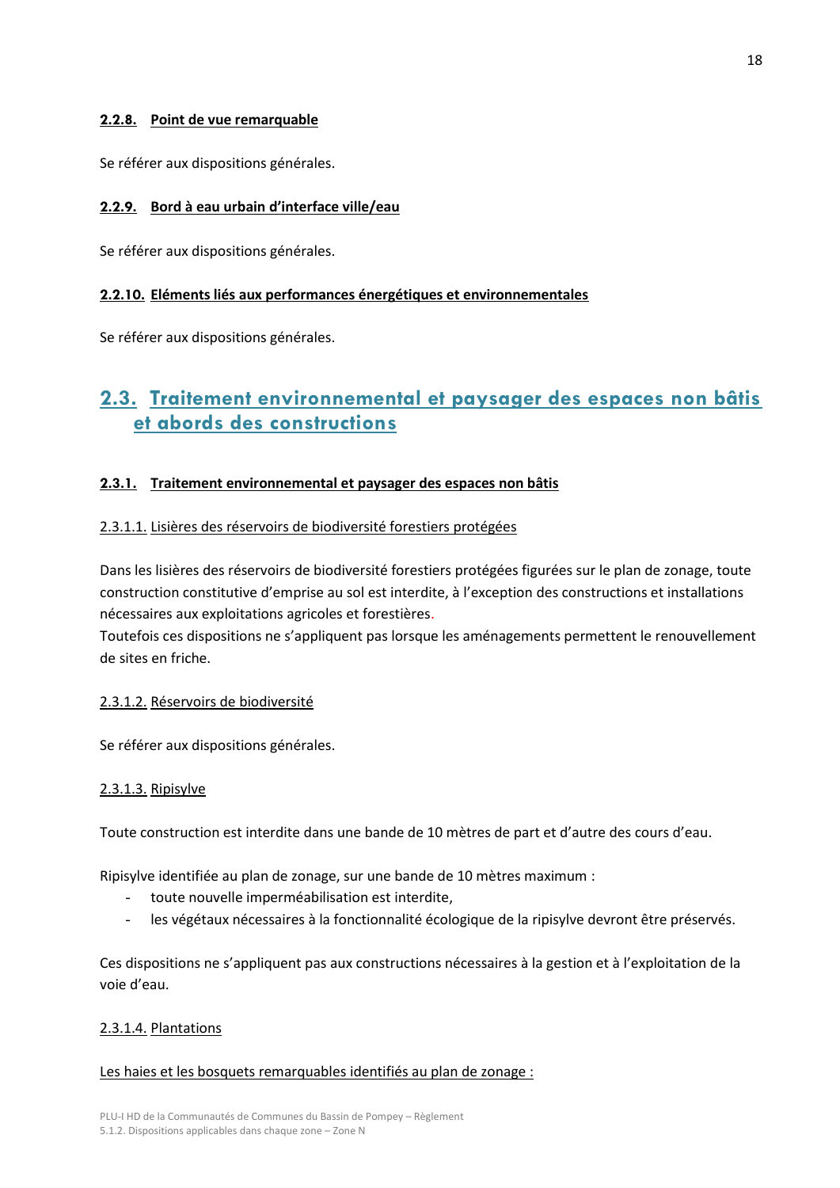#### 2.2.8. Point de vue remarquable

Se référer aux dispositions générales.

#### 2.2.9. Bord à eau urbain d'interface ville/eau

Se référer aux dispositions générales.

#### 2.2.10. Eléments liés aux performances énergétiques et environnementales

Se référer aux dispositions générales.

## 2.3. Traitement environnemental et paysager des espaces non bâtis et abords des constructions

### 2.3.1. Traitement environnemental et paysager des espaces non bâtis

#### 2.3.1.1. Lisières des réservoirs de biodiversité forestiers protégées

Dans les lisières des réservoirs de biodiversité forestiers protégées figurées sur le plan de zonage, toute construction constitutive d'emprise au sol est interdite, à l'exception des constructions et installations nécessaires aux exploitations agricoles et forestières.
Toutefois ces dispositions ne s'appliquent pas lorsque les aménagements permettent le renouvellement de sites en friche.

#### 2.3.1.2. Réservoirs de biodiversité

Se référer aux dispositions générales.

#### 2.3.1.3. Ripisylve

Toute construction est interdite dans une bande de 10 mètres de part et d'autre des cours d'eau.

Ripisylve identifiée au plan de zonage, sur une bande de 10 mètres maximum :

- toute nouvelle imperméabilisation est interdite,
- les végétaux nécessaires à la fonctionnalité écologique de la ripisylve devront être préservés.

Ces dispositions ne s'appliquent pas aux constructions nécessaires à la gestion et à l'exploitation de la voie d'eau.

#### 2.3.1.4. Plantations

Les haies et les bosquets remarquables identifiés au plan de zonage :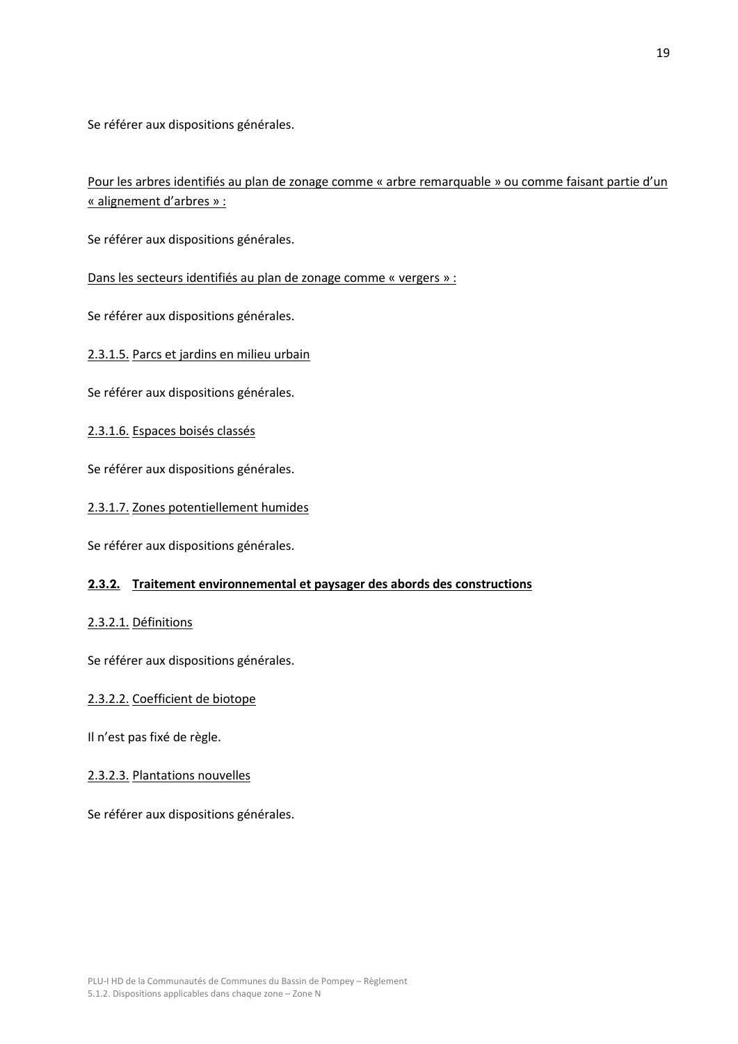Se référer aux dispositions générales.

Pour les arbres identifiés au plan de zonage comme « arbre remarquable » ou comme faisant partie d'un « alignement d'arbres » :

Se référer aux dispositions générales.

Dans les secteurs identifiés au plan de zonage comme « vergers » :

Se référer aux dispositions générales.

##### 2.3.1.5. Parcs et jardins en milieu urbain

Se référer aux dispositions générales.

##### 2.3.1.6. Espaces boisés classés

Se référer aux dispositions générales.

##### 2.3.1.7. Zones potentiellement humides

Se référer aux dispositions générales.

#### 2.3.2. Traitement environnemental et paysager des abords des constructions

##### 2.3.2.1. Définitions

Se référer aux dispositions générales.

##### 2.3.2.2. Coefficient de biotope

Il n'est pas fixé de règle.

##### 2.3.2.3. Plantations nouvelles

Se référer aux dispositions générales.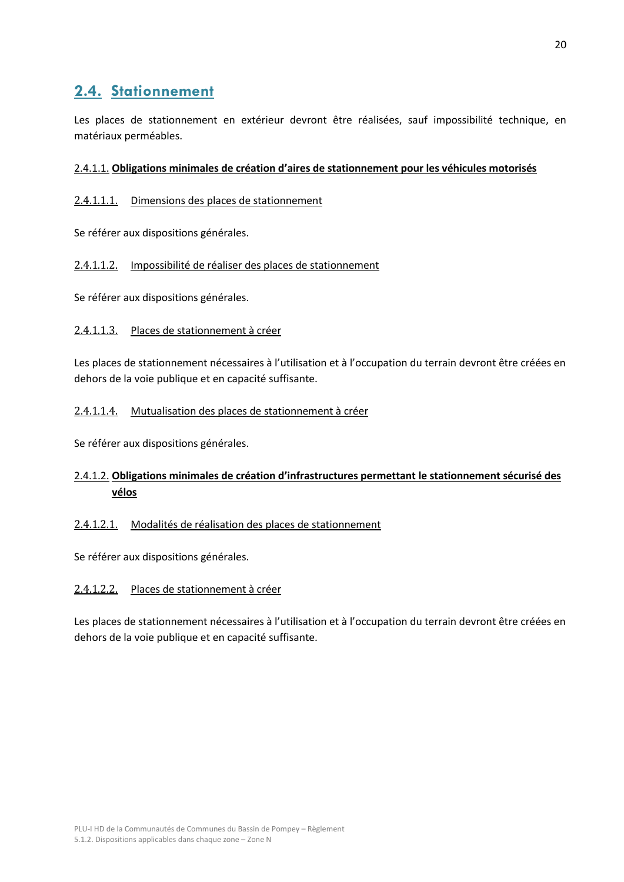## 2.4. Stationnement

Les places de stationnement en extérieur devront être réalisées, sauf impossibilité technique, en matériaux perméables.

### 2.4.1.1. **Obligations minimales de création d'aires de stationnement pour les véhicules motorisés**

#### 2.4.1.1.1. Dimensions des places de stationnement

Se référer aux dispositions générales.

#### 2.4.1.1.2. Impossibilité de réaliser des places de stationnement

Se référer aux dispositions générales.

#### 2.4.1.1.3. Places de stationnement à créer

Les places de stationnement nécessaires à l'utilisation et à l'occupation du terrain devront être créées en dehors de la voie publique et en capacité suffisante.

#### 2.4.1.1.4. Mutualisation des places de stationnement à créer

Se référer aux dispositions générales.

### 2.4.1.2. **Obligations minimales de création d'infrastructures permettant le stationnement sécurisé des vélos**

#### 2.4.1.2.1. Modalités de réalisation des places de stationnement

Se référer aux dispositions générales.

#### 2.4.1.2.2. Places de stationnement à créer

Les places de stationnement nécessaires à l'utilisation et à l'occupation du terrain devront être créées en dehors de la voie publique et en capacité suffisante.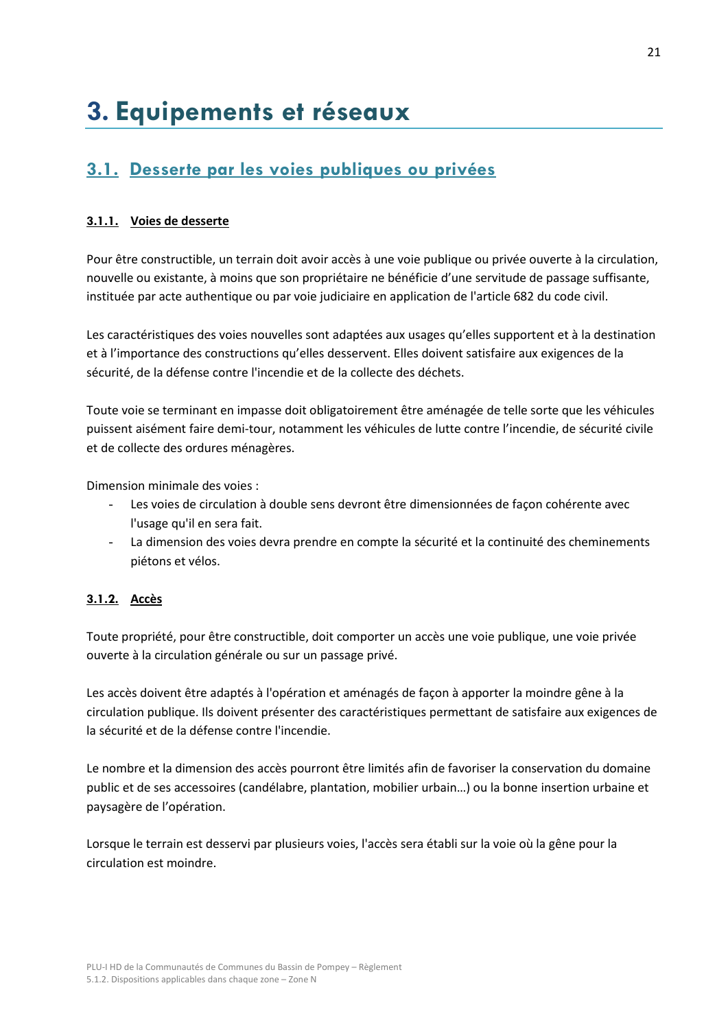# 3. Equipements et réseaux

## 3.1. Desserte par les voies publiques ou privées

### 3.1.1. Voies de desserte

Pour être constructible, un terrain doit avoir accès à une voie publique ou privée ouverte à la circulation, nouvelle ou existante, à moins que son propriétaire ne bénéficie d'une servitude de passage suffisante, instituée par acte authentique ou par voie judiciaire en application de l'article 682 du code civil.

Les caractéristiques des voies nouvelles sont adaptées aux usages qu'elles supportent et à la destination et à l'importance des constructions qu'elles desservent. Elles doivent satisfaire aux exigences de la sécurité, de la défense contre l'incendie et de la collecte des déchets.

Toute voie se terminant en impasse doit obligatoirement être aménagée de telle sorte que les véhicules puissent aisément faire demi-tour, notamment les véhicules de lutte contre l'incendie, de sécurité civile et de collecte des ordures ménagères.

Dimension minimale des voies :

- Les voies de circulation à double sens devront être dimensionnées de façon cohérente avec l'usage qu'il en sera fait.
- La dimension des voies devra prendre en compte la sécurité et la continuité des cheminements piétons et vélos.

### 3.1.2. Accès

Toute propriété, pour être constructible, doit comporter un accès une voie publique, une voie privée ouverte à la circulation générale ou sur un passage privé.

Les accès doivent être adaptés à l'opération et aménagés de façon à apporter la moindre gêne à la circulation publique. Ils doivent présenter des caractéristiques permettant de satisfaire aux exigences de la sécurité et de la défense contre l'incendie.

Le nombre et la dimension des accès pourront être limités afin de favoriser la conservation du domaine public et de ses accessoires (candélabre, plantation, mobilier urbain…) ou la bonne insertion urbaine et paysagère de l'opération.

Lorsque le terrain est desservi par plusieurs voies, l'accès sera établi sur la voie où la gêne pour la circulation est moindre.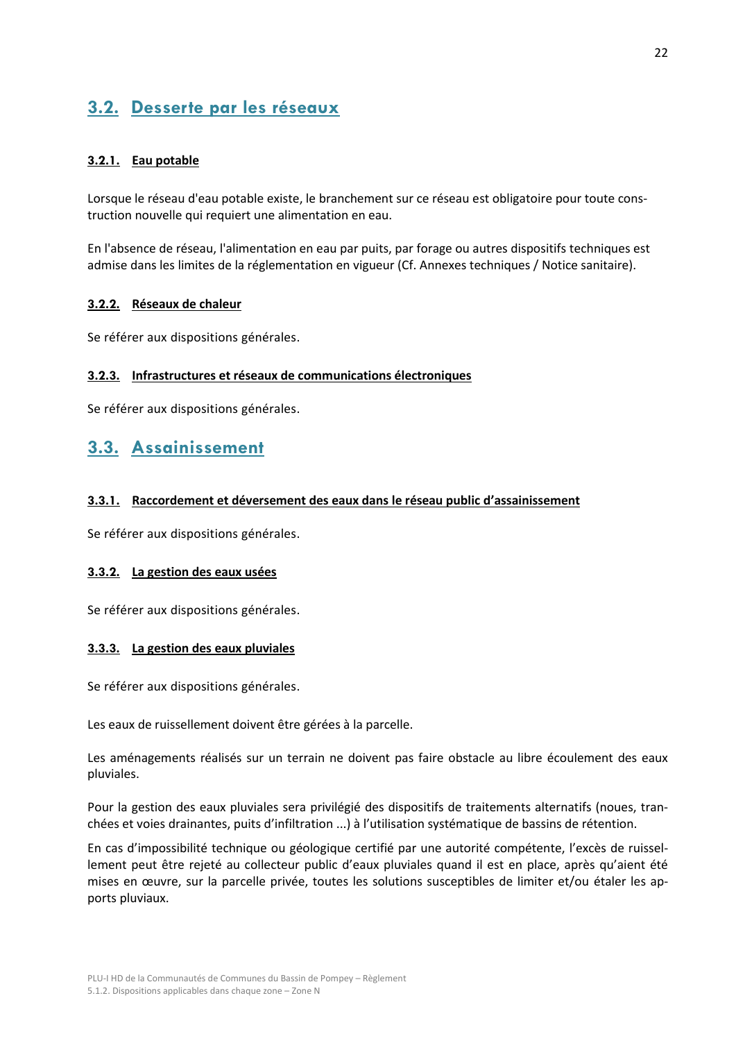## 3.2. Desserte par les réseaux

### 3.2.1. Eau potable

Lorsque le réseau d'eau potable existe, le branchement sur ce réseau est obligatoire pour toute construction nouvelle qui requiert une alimentation en eau.

En l'absence de réseau, l'alimentation en eau par puits, par forage ou autres dispositifs techniques est admise dans les limites de la réglementation en vigueur (Cf. Annexes techniques / Notice sanitaire).

### 3.2.2. Réseaux de chaleur

Se référer aux dispositions générales.

### 3.2.3. Infrastructures et réseaux de communications électroniques

Se référer aux dispositions générales.

## 3.3. Assainissement

### 3.3.1. Raccordement et déversement des eaux dans le réseau public d'assainissement

Se référer aux dispositions générales.

### 3.3.2. La gestion des eaux usées

Se référer aux dispositions générales.

### 3.3.3. La gestion des eaux pluviales

Se référer aux dispositions générales.

Les eaux de ruissellement doivent être gérées à la parcelle.

Les aménagements réalisés sur un terrain ne doivent pas faire obstacle au libre écoulement des eaux pluviales.

Pour la gestion des eaux pluviales sera privilégié des dispositifs de traitements alternatifs (noues, tranchées et voies drainantes, puits d'infiltration ...) à l'utilisation systématique de bassins de rétention.

En cas d'impossibilité technique ou géologique certifié par une autorité compétente, l'excès de ruissellement peut être rejeté au collecteur public d'eaux pluviales quand il est en place, après qu'aient été mises en œuvre, sur la parcelle privée, toutes les solutions susceptibles de limiter et/ou étaler les apports pluviaux.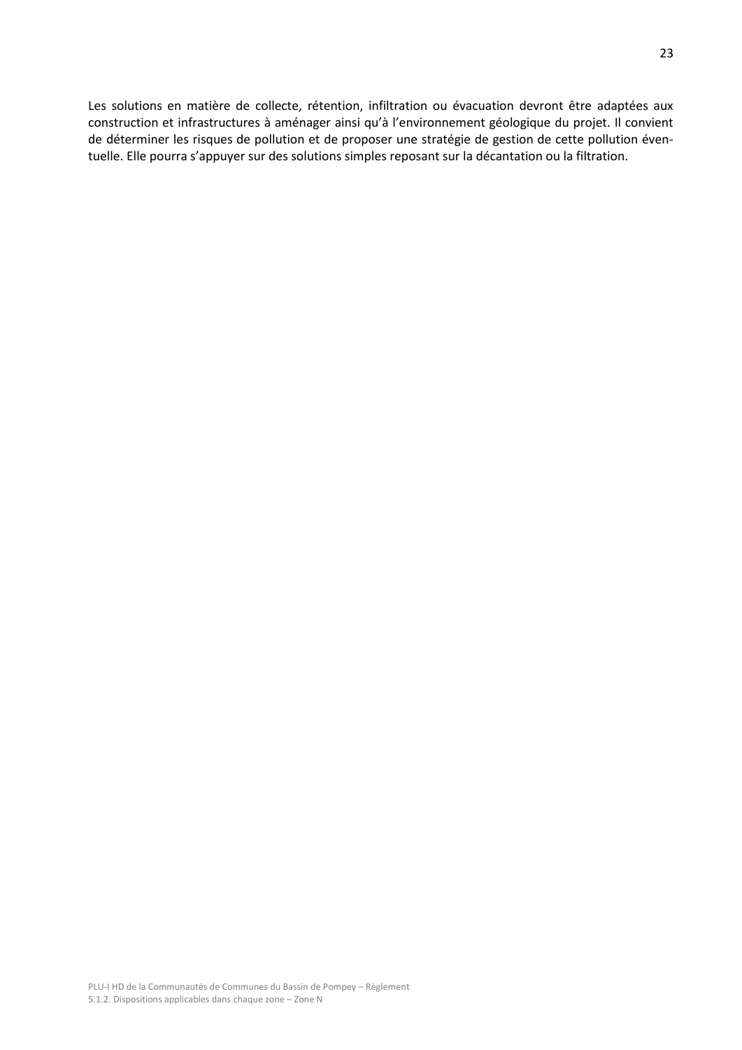Les solutions en matière de collecte, rétention, infiltration ou évacuation devront être adaptées aux construction et infrastructures à aménager ainsi qu'à l'environnement géologique du projet. Il convient de déterminer les risques de pollution et de proposer une stratégie de gestion de cette pollution éventuelle. Elle pourra s'appuyer sur des solutions simples reposant sur la décantation ou la filtration.